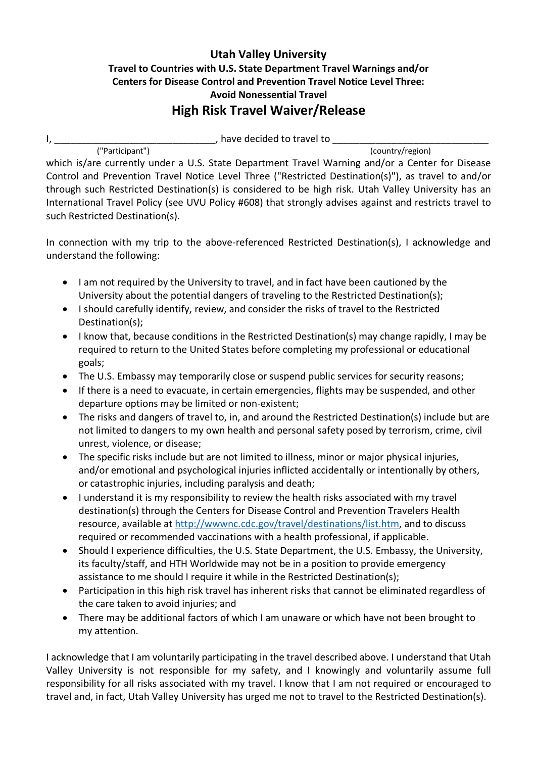# Utah Valley University

### Travel to Countries with U.S. State Department Travel Warnings and/or Centers for Disease Control and Prevention Travel Notice Level Three: Avoid Nonessential Travel

## High Risk Travel Waiver/Release

I, ______________________________ ("Participant"), have decided to travel to ____________________________ (country/region) which is/are currently under a U.S. State Department Travel Warning and/or a Center for Disease Control and Prevention Travel Notice Level Three ("Restricted Destination(s)"), as travel to and/or through such Restricted Destination(s) is considered to be high risk. Utah Valley University has an International Travel Policy (see UVU Policy #608) that strongly advises against and restricts travel to such Restricted Destination(s).

In connection with my trip to the above-referenced Restricted Destination(s), I acknowledge and understand the following:

- I am not required by the University to travel, and in fact have been cautioned by the University about the potential dangers of traveling to the Restricted Destination(s);
- I should carefully identify, review, and consider the risks of travel to the Restricted Destination(s);
- I know that, because conditions in the Restricted Destination(s) may change rapidly, I may be required to return to the United States before completing my professional or educational goals;
- The U.S. Embassy may temporarily close or suspend public services for security reasons;
- If there is a need to evacuate, in certain emergencies, flights may be suspended, and other departure options may be limited or non-existent;
- The risks and dangers of travel to, in, and around the Restricted Destination(s) include but are not limited to dangers to my own health and personal safety posed by terrorism, crime, civil unrest, violence, or disease;
- The specific risks include but are not limited to illness, minor or major physical injuries, and/or emotional and psychological injuries inflicted accidentally or intentionally by others, or catastrophic injuries, including paralysis and death;
- I understand it is my responsibility to review the health risks associated with my travel destination(s) through the Centers for Disease Control and Prevention Travelers Health resource, available at [http://wwwnc.cdc.gov/travel/destinations/list.htm](http://wwwnc.cdc.gov/travel/destinations/list.htm), and to discuss required or recommended vaccinations with a health professional, if applicable.
- Should I experience difficulties, the U.S. State Department, the U.S. Embassy, the University, its faculty/staff, and HTH Worldwide may not be in a position to provide emergency assistance to me should I require it while in the Restricted Destination(s);
- Participation in this high risk travel has inherent risks that cannot be eliminated regardless of the care taken to avoid injuries; and
- There may be additional factors of which I am unaware or which have not been brought to my attention.

I acknowledge that I am voluntarily participating in the travel described above. I understand that Utah Valley University is not responsible for my safety, and I knowingly and voluntarily assume full responsibility for all risks associated with my travel. I know that I am not required or encouraged to travel and, in fact, Utah Valley University has urged me not to travel to the Restricted Destination(s).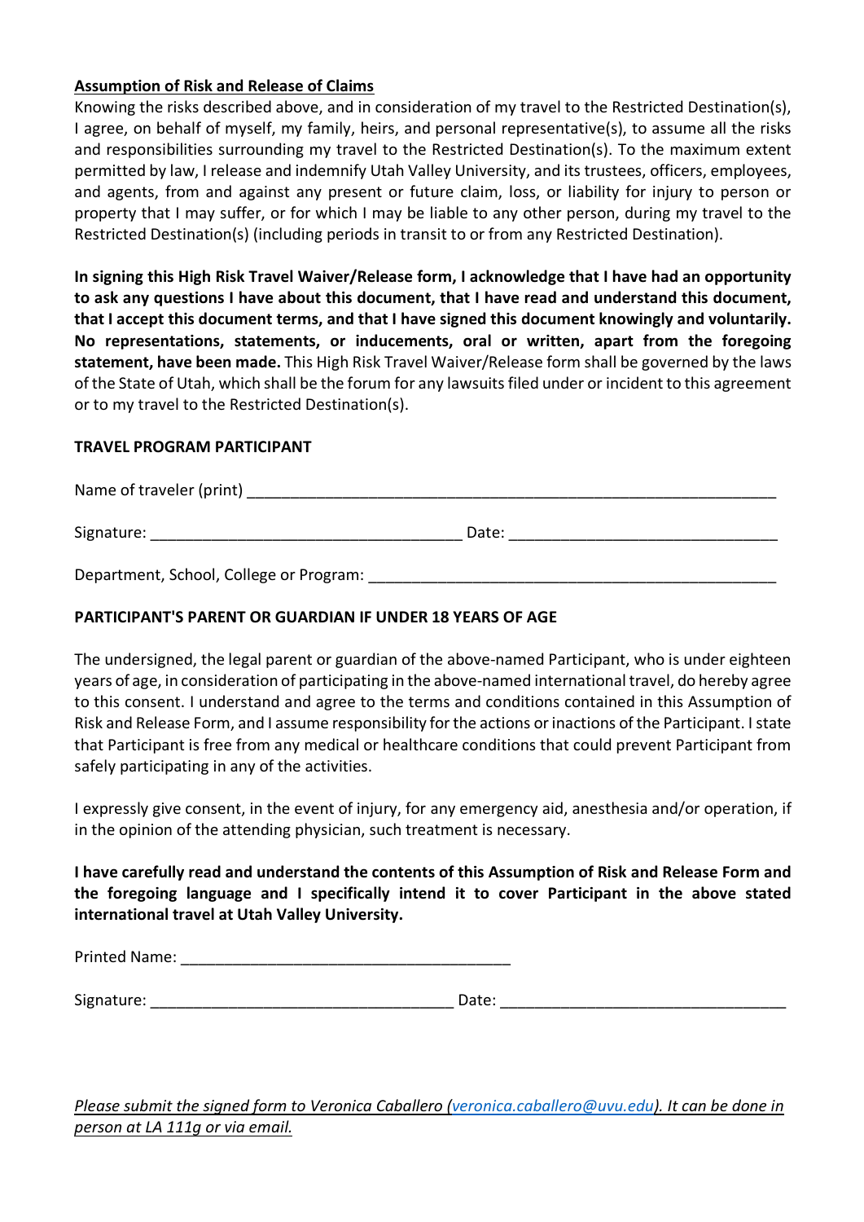**<u>Assumption of Risk and Release of Claims</u>**

Knowing the risks described above, and in consideration of my travel to the Restricted Destination(s), I agree, on behalf of myself, my family, heirs, and personal representative(s), to assume all the risks and responsibilities surrounding my travel to the Restricted Destination(s). To the maximum extent permitted by law, I release and indemnify Utah Valley University, and its trustees, officers, employees, and agents, from and against any present or future claim, loss, or liability for injury to person or property that I may suffer, or for which I may be liable to any other person, during my travel to the Restricted Destination(s) (including periods in transit to or from any Restricted Destination).

**In signing this High Risk Travel Waiver/Release form, I acknowledge that I have had an opportunity to ask any questions I have about this document, that I have read and understand this document, that I accept this document terms, and that I have signed this document knowingly and voluntarily. No representations, statements, or inducements, oral or written, apart from the foregoing statement, have been made.** This High Risk Travel Waiver/Release form shall be governed by the laws of the State of Utah, which shall be the forum for any lawsuits filed under or incident to this agreement or to my travel to the Restricted Destination(s).

**TRAVEL PROGRAM PARTICIPANT**

Name of traveler (print) ________________________________________________________________

Signature: ____________________________________ Date: _______________________________

Department, School, College or Program: __________________________________________________

**PARTICIPANT'S PARENT OR GUARDIAN IF UNDER 18 YEARS OF AGE**

The undersigned, the legal parent or guardian of the above-named Participant, who is under eighteen years of age, in consideration of participating in the above-named international travel, do hereby agree to this consent. I understand and agree to the terms and conditions contained in this Assumption of Risk and Release Form, and I assume responsibility for the actions or inactions of the Participant. I state that Participant is free from any medical or healthcare conditions that could prevent Participant from safely participating in any of the activities.

I expressly give consent, in the event of injury, for any emergency aid, anesthesia and/or operation, if in the opinion of the attending physician, such treatment is necessary.

**I have carefully read and understand the contents of this Assumption of Risk and Release Form and the foregoing language and I specifically intend it to cover Participant in the above stated international travel at Utah Valley University.**

Printed Name: ______________________________________

Signature: __________________________________ Date: _________________________________

*<u>Please submit the signed form to Veronica Caballero (veronica.caballero@uvu.edu). It can be done in person at LA 111g or via email.</u>*